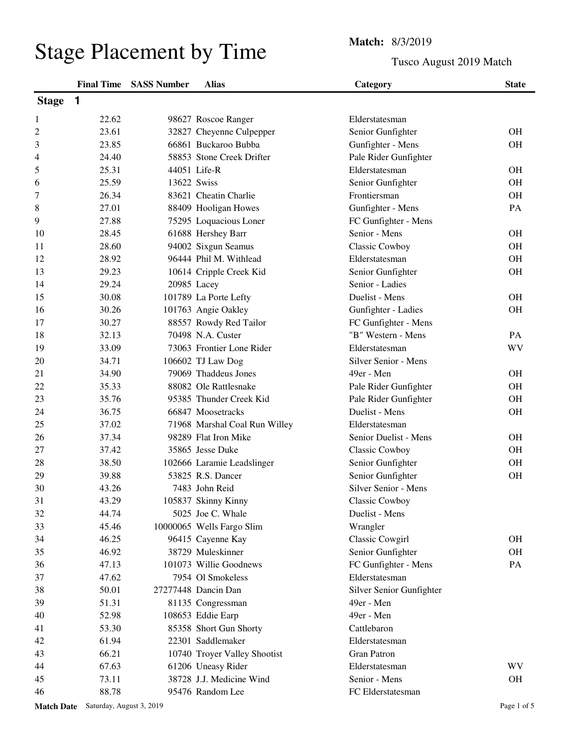# Stage Placement by Time

**Match:** 8/3/2019

Tusco August 2019 Match

## Stage 1

| | Final Time | SASS Number | Alias | Category | State |
|---|---|---|---|---|---|
| 1 | 22.62 | 98627 | Roscoe Ranger | Elderstatesman | |
| 2 | 23.61 | 32827 | Cheyenne Culpepper | Senior Gunfighter | OH |
| 3 | 23.85 | 66861 | Buckaroo Bubba | Gunfighter - Mens | OH |
| 4 | 24.40 | 58853 | Stone Creek Drifter | Pale Rider Gunfighter | |
| 5 | 25.31 | 44051 | Life-R | Elderstatesman | OH |
| 6 | 25.59 | 13622 | Swiss | Senior Gunfighter | OH |
| 7 | 26.34 | 83621 | Cheatin Charlie | Frontiersman | OH |
| 8 | 27.01 | 88409 | Hooligan Howes | Gunfighter - Mens | PA |
| 9 | 27.88 | 75295 | Loquacious Loner | FC Gunfighter - Mens | |
| 10 | 28.45 | 61688 | Hershey Barr | Senior - Mens | OH |
| 11 | 28.60 | 94002 | Sixgun Seamus | Classic Cowboy | OH |
| 12 | 28.92 | 96444 | Phil M. Withlead | Elderstatesman | OH |
| 13 | 29.23 | 10614 | Cripple Creek Kid | Senior Gunfighter | OH |
| 14 | 29.24 | 20985 | Lacey | Senior - Ladies | |
| 15 | 30.08 | 101789 | La Porte Lefty | Duelist - Mens | OH |
| 16 | 30.26 | 101763 | Angie Oakley | Gunfighter - Ladies | OH |
| 17 | 30.27 | 88557 | Rowdy Red Tailor | FC Gunfighter - Mens | |
| 18 | 32.13 | 70498 | N.A. Custer | "B" Western - Mens | PA |
| 19 | 33.09 | 73063 | Frontier Lone Rider | Elderstatesman | WV |
| 20 | 34.71 | 106602 | TJ Law Dog | Silver Senior - Mens | |
| 21 | 34.90 | 79069 | Thaddeus Jones | 49er - Men | OH |
| 22 | 35.33 | 88082 | Ole Rattlesnake | Pale Rider Gunfighter | OH |
| 23 | 35.76 | 95385 | Thunder Creek Kid | Pale Rider Gunfighter | OH |
| 24 | 36.75 | 66847 | Moosetracks | Duelist - Mens | OH |
| 25 | 37.02 | 71968 | Marshal Coal Run Willey | Elderstatesman | |
| 26 | 37.34 | 98289 | Flat Iron Mike | Senior Duelist - Mens | OH |
| 27 | 37.42 | 35865 | Jesse Duke | Classic Cowboy | OH |
| 28 | 38.50 | 102666 | Laramie Leadslinger | Senior Gunfighter | OH |
| 29 | 39.88 | 53825 | R.S. Dancer | Senior Gunfighter | OH |
| 30 | 43.26 | 7483 | John Reid | Silver Senior - Mens | |
| 31 | 43.29 | 105837 | Skinny Kinny | Classic Cowboy | |
| 32 | 44.74 | 5025 | Joe C. Whale | Duelist - Mens | |
| 33 | 45.46 | 10000065 | Wells Fargo Slim | Wrangler | |
| 34 | 46.25 | 96415 | Cayenne Kay | Classic Cowgirl | OH |
| 35 | 46.92 | 38729 | Muleskinner | Senior Gunfighter | OH |
| 36 | 47.13 | 101073 | Willie Goodnews | FC Gunfighter - Mens | PA |
| 37 | 47.62 | 7954 | Ol Smokeless | Elderstatesman | |
| 38 | 50.01 | 27277448 | Dancin Dan | Silver Senior Gunfighter | |
| 39 | 51.31 | 81135 | Congressman | 49er - Men | |
| 40 | 52.98 | 108653 | Eddie Earp | 49er - Men | |
| 41 | 53.30 | 85358 | Short Gun Shorty | Cattlebaron | |
| 42 | 61.94 | 22301 | Saddlemaker | Elderstatesman | |
| 43 | 66.21 | 10740 | Troyer Valley Shootist | Gran Patron | |
| 44 | 67.63 | 61206 | Uneasy Rider | Elderstatesman | WV |
| 45 | 73.11 | 38728 | J.J. Medicine Wind | Senior - Mens | OH |
| 46 | 88.78 | 95476 | Random Lee | FC Elderstatesman | |

**Match Date** Saturday, August 3, 2019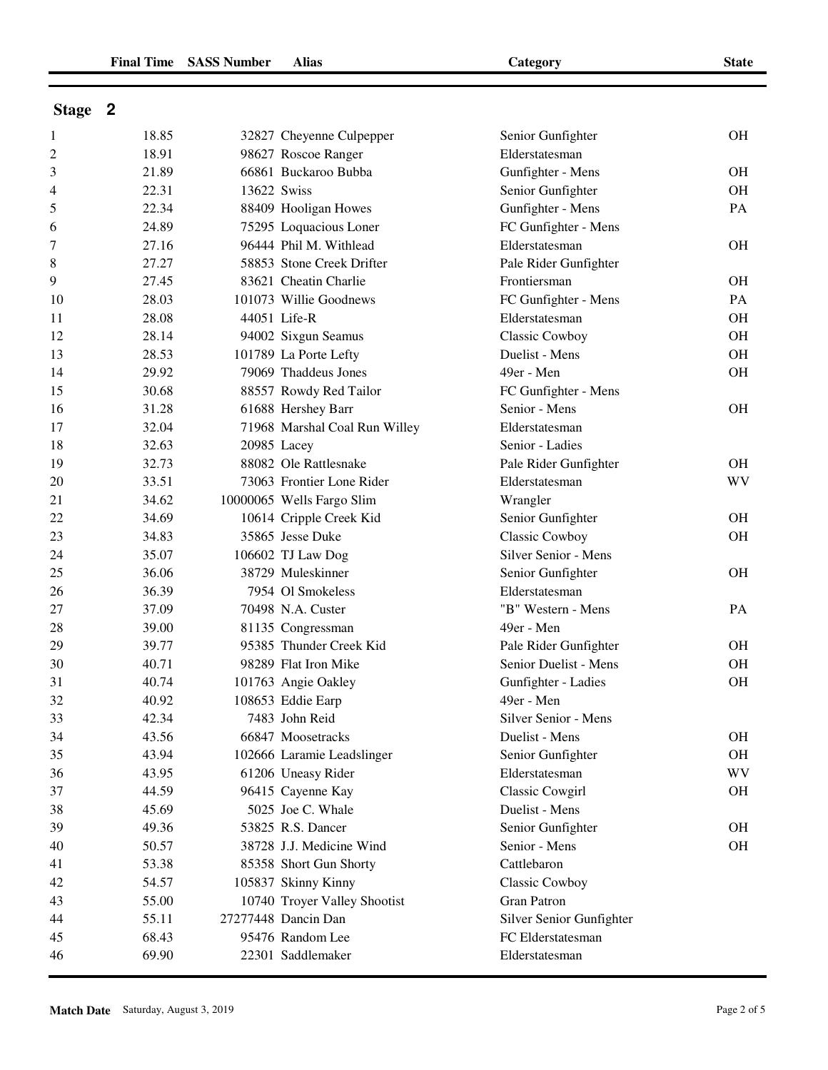## Stage 2

| | Final Time | SASS Number | Alias | Category | State |
|---|---|---|---|---|---|
| 1 | 18.85 | 32827 | Cheyenne Culpepper | Senior Gunfighter | OH |
| 2 | 18.91 | 98627 | Roscoe Ranger | Elderstatesman | |
| 3 | 21.89 | 66861 | Buckaroo Bubba | Gunfighter - Mens | OH |
| 4 | 22.31 | 13622 | Swiss | Senior Gunfighter | OH |
| 5 | 22.34 | 88409 | Hooligan Howes | Gunfighter - Mens | PA |
| 6 | 24.89 | 75295 | Loquacious Loner | FC Gunfighter - Mens | |
| 7 | 27.16 | 96444 | Phil M. Withlead | Elderstatesman | OH |
| 8 | 27.27 | 58853 | Stone Creek Drifter | Pale Rider Gunfighter | |
| 9 | 27.45 | 83621 | Cheatin Charlie | Frontiersman | OH |
| 10 | 28.03 | 101073 | Willie Goodnews | FC Gunfighter - Mens | PA |
| 11 | 28.08 | 44051 | Life-R | Elderstatesman | OH |
| 12 | 28.14 | 94002 | Sixgun Seamus | Classic Cowboy | OH |
| 13 | 28.53 | 101789 | La Porte Lefty | Duelist - Mens | OH |
| 14 | 29.92 | 79069 | Thaddeus Jones | 49er - Men | OH |
| 15 | 30.68 | 88557 | Rowdy Red Tailor | FC Gunfighter - Mens | |
| 16 | 31.28 | 61688 | Hershey Barr | Senior - Mens | OH |
| 17 | 32.04 | 71968 | Marshal Coal Run Willey | Elderstatesman | |
| 18 | 32.63 | 20985 | Lacey | Senior - Ladies | |
| 19 | 32.73 | 88082 | Ole Rattlesnake | Pale Rider Gunfighter | OH |
| 20 | 33.51 | 73063 | Frontier Lone Rider | Elderstatesman | WV |
| 21 | 34.62 | 10000065 | Wells Fargo Slim | Wrangler | |
| 22 | 34.69 | 10614 | Cripple Creek Kid | Senior Gunfighter | OH |
| 23 | 34.83 | 35865 | Jesse Duke | Classic Cowboy | OH |
| 24 | 35.07 | 106602 | TJ Law Dog | Silver Senior - Mens | |
| 25 | 36.06 | 38729 | Muleskinner | Senior Gunfighter | OH |
| 26 | 36.39 | 7954 | Ol Smokeless | Elderstatesman | |
| 27 | 37.09 | 70498 | N.A. Custer | "B" Western - Mens | PA |
| 28 | 39.00 | 81135 | Congressman | 49er - Men | |
| 29 | 39.77 | 95385 | Thunder Creek Kid | Pale Rider Gunfighter | OH |
| 30 | 40.71 | 98289 | Flat Iron Mike | Senior Duelist - Mens | OH |
| 31 | 40.74 | 101763 | Angie Oakley | Gunfighter - Ladies | OH |
| 32 | 40.92 | 108653 | Eddie Earp | 49er - Men | |
| 33 | 42.34 | 7483 | John Reid | Silver Senior - Mens | |
| 34 | 43.56 | 66847 | Moosetracks | Duelist - Mens | OH |
| 35 | 43.94 | 102666 | Laramie Leadslinger | Senior Gunfighter | OH |
| 36 | 43.95 | 61206 | Uneasy Rider | Elderstatesman | WV |
| 37 | 44.59 | 96415 | Cayenne Kay | Classic Cowgirl | OH |
| 38 | 45.69 | 5025 | Joe C. Whale | Duelist - Mens | |
| 39 | 49.36 | 53825 | R.S. Dancer | Senior Gunfighter | OH |
| 40 | 50.57 | 38728 | J.J. Medicine Wind | Senior - Mens | OH |
| 41 | 53.38 | 85358 | Short Gun Shorty | Cattlebaron | |
| 42 | 54.57 | 105837 | Skinny Kinny | Classic Cowboy | |
| 43 | 55.00 | 10740 | Troyer Valley Shootist | Gran Patron | |
| 44 | 55.11 | 27277448 | Dancin Dan | Silver Senior Gunfighter | |
| 45 | 68.43 | 95476 | Random Lee | FC Elderstatesman | |
| 46 | 69.90 | 22301 | Saddlemaker | Elderstatesman | |

**Match Date** Saturday, August 3, 2019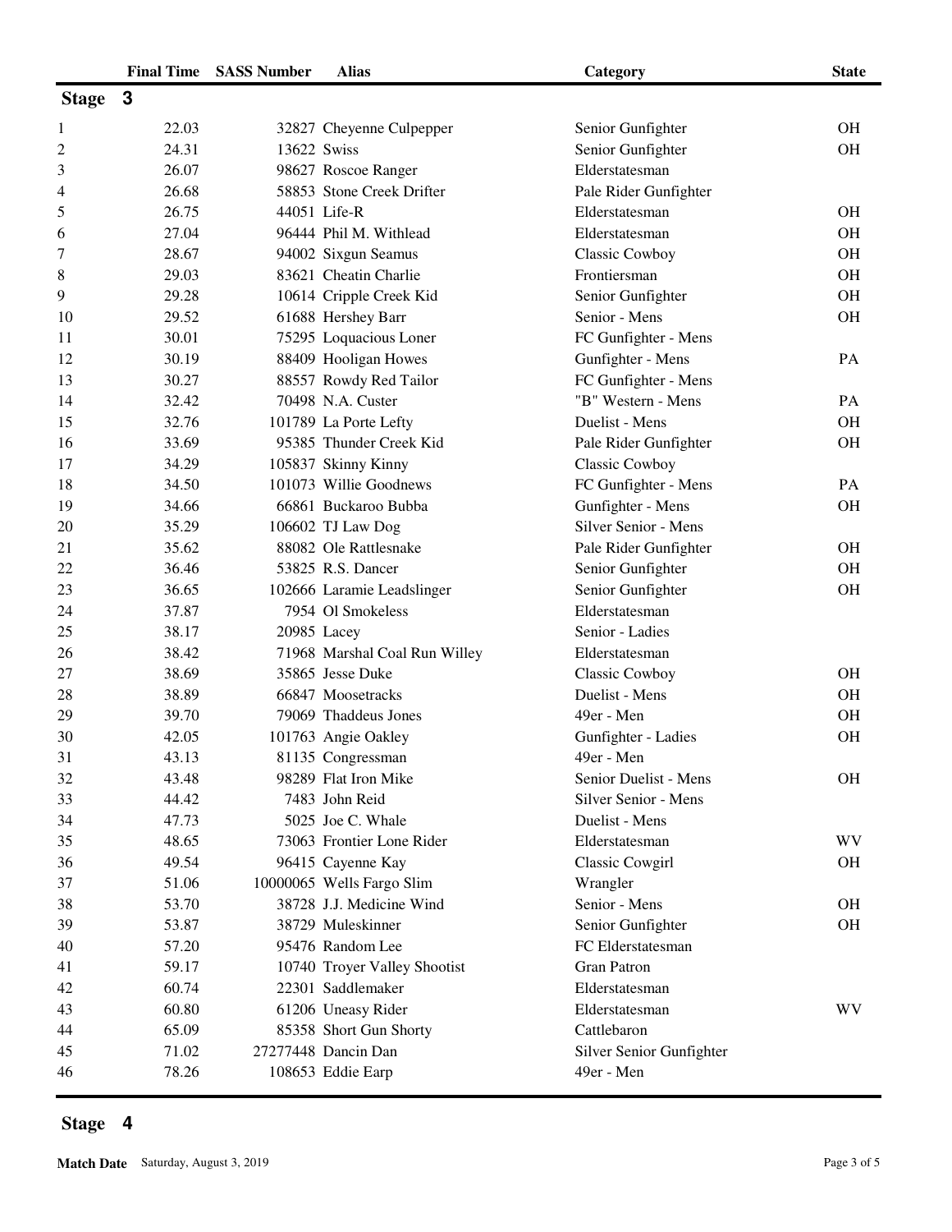| | Final Time | SASS Number | Alias | Category | State |
|---|---|---|---|---|---|
| **Stage 3** | | | | | |
| 1 | 22.03 | 32827 | Cheyenne Culpepper | Senior Gunfighter | OH |
| 2 | 24.31 | 13622 | Swiss | Senior Gunfighter | OH |
| 3 | 26.07 | 98627 | Roscoe Ranger | Elderstatesman | |
| 4 | 26.68 | 58853 | Stone Creek Drifter | Pale Rider Gunfighter | |
| 5 | 26.75 | 44051 | Life-R | Elderstatesman | OH |
| 6 | 27.04 | 96444 | Phil M. Withlead | Elderstatesman | OH |
| 7 | 28.67 | 94002 | Sixgun Seamus | Classic Cowboy | OH |
| 8 | 29.03 | 83621 | Cheatin Charlie | Frontiersman | OH |
| 9 | 29.28 | 10614 | Cripple Creek Kid | Senior Gunfighter | OH |
| 10 | 29.52 | 61688 | Hershey Barr | Senior - Mens | OH |
| 11 | 30.01 | 75295 | Loquacious Loner | FC Gunfighter - Mens | |
| 12 | 30.19 | 88409 | Hooligan Howes | Gunfighter - Mens | PA |
| 13 | 30.27 | 88557 | Rowdy Red Tailor | FC Gunfighter - Mens | |
| 14 | 32.42 | 70498 | N.A. Custer | "B" Western - Mens | PA |
| 15 | 32.76 | 101789 | La Porte Lefty | Duelist - Mens | OH |
| 16 | 33.69 | 95385 | Thunder Creek Kid | Pale Rider Gunfighter | OH |
| 17 | 34.29 | 105837 | Skinny Kinny | Classic Cowboy | |
| 18 | 34.50 | 101073 | Willie Goodnews | FC Gunfighter - Mens | PA |
| 19 | 34.66 | 66861 | Buckaroo Bubba | Gunfighter - Mens | OH |
| 20 | 35.29 | 106602 | TJ Law Dog | Silver Senior - Mens | |
| 21 | 35.62 | 88082 | Ole Rattlesnake | Pale Rider Gunfighter | OH |
| 22 | 36.46 | 53825 | R.S. Dancer | Senior Gunfighter | OH |
| 23 | 36.65 | 102666 | Laramie Leadslinger | Senior Gunfighter | OH |
| 24 | 37.87 | 7954 | Ol Smokeless | Elderstatesman | |
| 25 | 38.17 | 20985 | Lacey | Senior - Ladies | |
| 26 | 38.42 | 71968 | Marshal Coal Run Willey | Elderstatesman | |
| 27 | 38.69 | 35865 | Jesse Duke | Classic Cowboy | OH |
| 28 | 38.89 | 66847 | Moosetracks | Duelist - Mens | OH |
| 29 | 39.70 | 79069 | Thaddeus Jones | 49er - Men | OH |
| 30 | 42.05 | 101763 | Angie Oakley | Gunfighter - Ladies | OH |
| 31 | 43.13 | 81135 | Congressman | 49er - Men | |
| 32 | 43.48 | 98289 | Flat Iron Mike | Senior Duelist - Mens | OH |
| 33 | 44.42 | 7483 | John Reid | Silver Senior - Mens | |
| 34 | 47.73 | 5025 | Joe C. Whale | Duelist - Mens | |
| 35 | 48.65 | 73063 | Frontier Lone Rider | Elderstatesman | WV |
| 36 | 49.54 | 96415 | Cayenne Kay | Classic Cowgirl | OH |
| 37 | 51.06 | 10000065 | Wells Fargo Slim | Wrangler | |
| 38 | 53.70 | 38728 | J.J. Medicine Wind | Senior - Mens | OH |
| 39 | 53.87 | 38729 | Muleskinner | Senior Gunfighter | OH |
| 40 | 57.20 | 95476 | Random Lee | FC Elderstatesman | |
| 41 | 59.17 | 10740 | Troyer Valley Shootist | Gran Patron | |
| 42 | 60.74 | 22301 | Saddlemaker | Elderstatesman | |
| 43 | 60.80 | 61206 | Uneasy Rider | Elderstatesman | WV |
| 44 | 65.09 | 85358 | Short Gun Shorty | Cattlebaron | |
| 45 | 71.02 | 27277448 | Dancin Dan | Silver Senior Gunfighter | |
| 46 | 78.26 | 108653 | Eddie Earp | 49er - Men | |

**Stage 4**

**Match Date** Saturday, August 3, 2019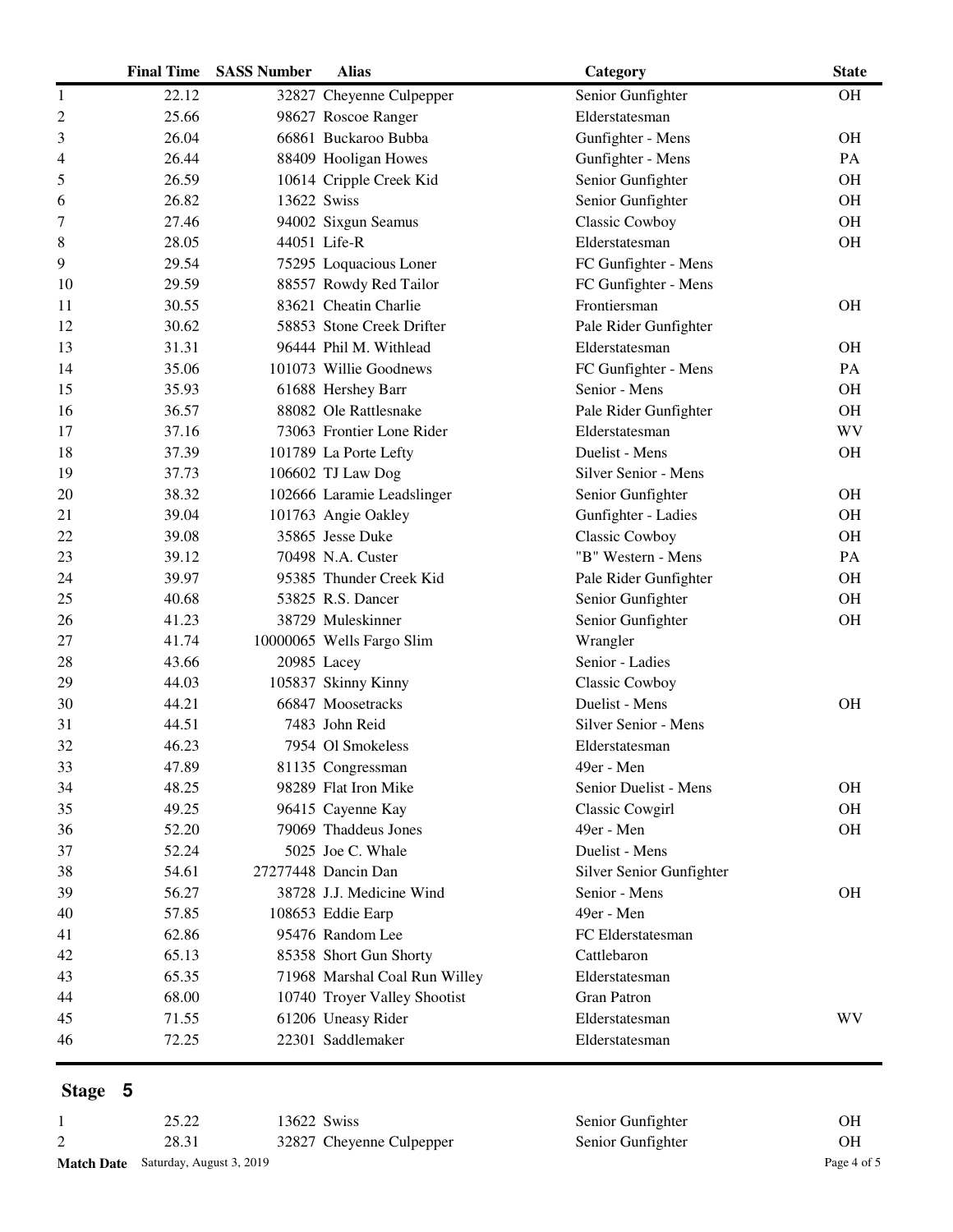| | Final Time | SASS Number | Alias | Category | State |
|---|---|---|---|---|---|
| 1 | 22.12 | 32827 | Cheyenne Culpepper | Senior Gunfighter | OH |
| 2 | 25.66 | 98627 | Roscoe Ranger | Elderstatesman | |
| 3 | 26.04 | 66861 | Buckaroo Bubba | Gunfighter - Mens | OH |
| 4 | 26.44 | 88409 | Hooligan Howes | Gunfighter - Mens | PA |
| 5 | 26.59 | 10614 | Cripple Creek Kid | Senior Gunfighter | OH |
| 6 | 26.82 | 13622 | Swiss | Senior Gunfighter | OH |
| 7 | 27.46 | 94002 | Sixgun Seamus | Classic Cowboy | OH |
| 8 | 28.05 | 44051 | Life-R | Elderstatesman | OH |
| 9 | 29.54 | 75295 | Loquacious Loner | FC Gunfighter - Mens | |
| 10 | 29.59 | 88557 | Rowdy Red Tailor | FC Gunfighter - Mens | |
| 11 | 30.55 | 83621 | Cheatin Charlie | Frontiersman | OH |
| 12 | 30.62 | 58853 | Stone Creek Drifter | Pale Rider Gunfighter | |
| 13 | 31.31 | 96444 | Phil M. Withlead | Elderstatesman | OH |
| 14 | 35.06 | 101073 | Willie Goodnews | FC Gunfighter - Mens | PA |
| 15 | 35.93 | 61688 | Hershey Barr | Senior - Mens | OH |
| 16 | 36.57 | 88082 | Ole Rattlesnake | Pale Rider Gunfighter | OH |
| 17 | 37.16 | 73063 | Frontier Lone Rider | Elderstatesman | WV |
| 18 | 37.39 | 101789 | La Porte Lefty | Duelist - Mens | OH |
| 19 | 37.73 | 106602 | TJ Law Dog | Silver Senior - Mens | |
| 20 | 38.32 | 102666 | Laramie Leadslinger | Senior Gunfighter | OH |
| 21 | 39.04 | 101763 | Angie Oakley | Gunfighter - Ladies | OH |
| 22 | 39.08 | 35865 | Jesse Duke | Classic Cowboy | OH |
| 23 | 39.12 | 70498 | N.A. Custer | "B" Western - Mens | PA |
| 24 | 39.97 | 95385 | Thunder Creek Kid | Pale Rider Gunfighter | OH |
| 25 | 40.68 | 53825 | R.S. Dancer | Senior Gunfighter | OH |
| 26 | 41.23 | 38729 | Muleskinner | Senior Gunfighter | OH |
| 27 | 41.74 | 10000065 | Wells Fargo Slim | Wrangler | |
| 28 | 43.66 | 20985 | Lacey | Senior - Ladies | |
| 29 | 44.03 | 105837 | Skinny Kinny | Classic Cowboy | |
| 30 | 44.21 | 66847 | Moosetracks | Duelist - Mens | OH |
| 31 | 44.51 | 7483 | John Reid | Silver Senior - Mens | |
| 32 | 46.23 | 7954 | Ol Smokeless | Elderstatesman | |
| 33 | 47.89 | 81135 | Congressman | 49er - Men | |
| 34 | 48.25 | 98289 | Flat Iron Mike | Senior Duelist - Mens | OH |
| 35 | 49.25 | 96415 | Cayenne Kay | Classic Cowgirl | OH |
| 36 | 52.20 | 79069 | Thaddeus Jones | 49er - Men | OH |
| 37 | 52.24 | 5025 | Joe C. Whale | Duelist - Mens | |
| 38 | 54.61 | 27277448 | Dancin Dan | Silver Senior Gunfighter | |
| 39 | 56.27 | 38728 | J.J. Medicine Wind | Senior - Mens | OH |
| 40 | 57.85 | 108653 | Eddie Earp | 49er - Men | |
| 41 | 62.86 | 95476 | Random Lee | FC Elderstatesman | |
| 42 | 65.13 | 85358 | Short Gun Shorty | Cattlebaron | |
| 43 | 65.35 | 71968 | Marshal Coal Run Willey | Elderstatesman | |
| 44 | 68.00 | 10740 | Troyer Valley Shootist | Gran Patron | |
| 45 | 71.55 | 61206 | Uneasy Rider | Elderstatesman | WV |
| 46 | 72.25 | 22301 | Saddlemaker | Elderstatesman | |

## Stage 5

| | Final Time | SASS Number | Alias | Category | State |
|---|---|---|---|---|---|
| 1 | 25.22 | 13622 | Swiss | Senior Gunfighter | OH |
| 2 | 28.31 | 32827 | Cheyenne Culpepper | Senior Gunfighter | OH |

**Match Date** Saturday, August 3, 2019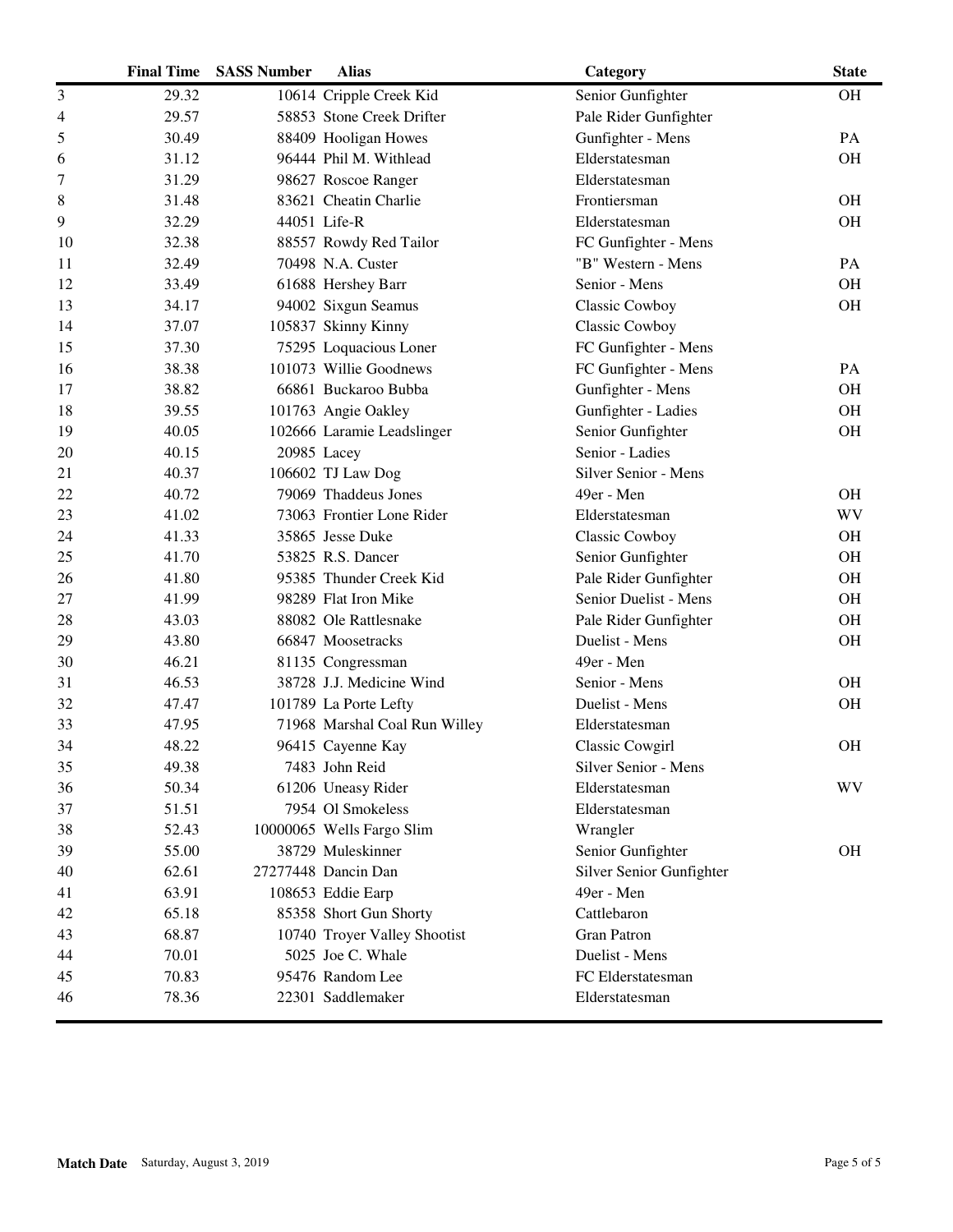| | Final Time | SASS Number | Alias | Category | State |
|---|---|---|---|---|---|
| 3 | 29.32 | 10614 | Cripple Creek Kid | Senior Gunfighter | OH |
| 4 | 29.57 | 58853 | Stone Creek Drifter | Pale Rider Gunfighter | |
| 5 | 30.49 | 88409 | Hooligan Howes | Gunfighter - Mens | PA |
| 6 | 31.12 | 96444 | Phil M. Withlead | Elderstatesman | OH |
| 7 | 31.29 | 98627 | Roscoe Ranger | Elderstatesman | |
| 8 | 31.48 | 83621 | Cheatin Charlie | Frontiersman | OH |
| 9 | 32.29 | 44051 | Life-R | Elderstatesman | OH |
| 10 | 32.38 | 88557 | Rowdy Red Tailor | FC Gunfighter - Mens | |
| 11 | 32.49 | 70498 | N.A. Custer | "B" Western - Mens | PA |
| 12 | 33.49 | 61688 | Hershey Barr | Senior - Mens | OH |
| 13 | 34.17 | 94002 | Sixgun Seamus | Classic Cowboy | OH |
| 14 | 37.07 | 105837 | Skinny Kinny | Classic Cowboy | |
| 15 | 37.30 | 75295 | Loquacious Loner | FC Gunfighter - Mens | |
| 16 | 38.38 | 101073 | Willie Goodnews | FC Gunfighter - Mens | PA |
| 17 | 38.82 | 66861 | Buckaroo Bubba | Gunfighter - Mens | OH |
| 18 | 39.55 | 101763 | Angie Oakley | Gunfighter - Ladies | OH |
| 19 | 40.05 | 102666 | Laramie Leadslinger | Senior Gunfighter | OH |
| 20 | 40.15 | 20985 | Lacey | Senior - Ladies | |
| 21 | 40.37 | 106602 | TJ Law Dog | Silver Senior - Mens | |
| 22 | 40.72 | 79069 | Thaddeus Jones | 49er - Men | OH |
| 23 | 41.02 | 73063 | Frontier Lone Rider | Elderstatesman | WV |
| 24 | 41.33 | 35865 | Jesse Duke | Classic Cowboy | OH |
| 25 | 41.70 | 53825 | R.S. Dancer | Senior Gunfighter | OH |
| 26 | 41.80 | 95385 | Thunder Creek Kid | Pale Rider Gunfighter | OH |
| 27 | 41.99 | 98289 | Flat Iron Mike | Senior Duelist - Mens | OH |
| 28 | 43.03 | 88082 | Ole Rattlesnake | Pale Rider Gunfighter | OH |
| 29 | 43.80 | 66847 | Moosetracks | Duelist - Mens | OH |
| 30 | 46.21 | 81135 | Congressman | 49er - Men | |
| 31 | 46.53 | 38728 | J.J. Medicine Wind | Senior - Mens | OH |
| 32 | 47.47 | 101789 | La Porte Lefty | Duelist - Mens | OH |
| 33 | 47.95 | 71968 | Marshal Coal Run Willey | Elderstatesman | |
| 34 | 48.22 | 96415 | Cayenne Kay | Classic Cowgirl | OH |
| 35 | 49.38 | 7483 | John Reid | Silver Senior - Mens | |
| 36 | 50.34 | 61206 | Uneasy Rider | Elderstatesman | WV |
| 37 | 51.51 | 7954 | Ol Smokeless | Elderstatesman | |
| 38 | 52.43 | 10000065 | Wells Fargo Slim | Wrangler | |
| 39 | 55.00 | 38729 | Muleskinner | Senior Gunfighter | OH |
| 40 | 62.61 | 27277448 | Dancin Dan | Silver Senior Gunfighter | |
| 41 | 63.91 | 108653 | Eddie Earp | 49er - Men | |
| 42 | 65.18 | 85358 | Short Gun Shorty | Cattlebaron | |
| 43 | 68.87 | 10740 | Troyer Valley Shootist | Gran Patron | |
| 44 | 70.01 | 5025 | Joe C. Whale | Duelist - Mens | |
| 45 | 70.83 | 95476 | Random Lee | FC Elderstatesman | |
| 46 | 78.36 | 22301 | Saddlemaker | Elderstatesman | |

**Match Date** Saturday, August 3, 2019